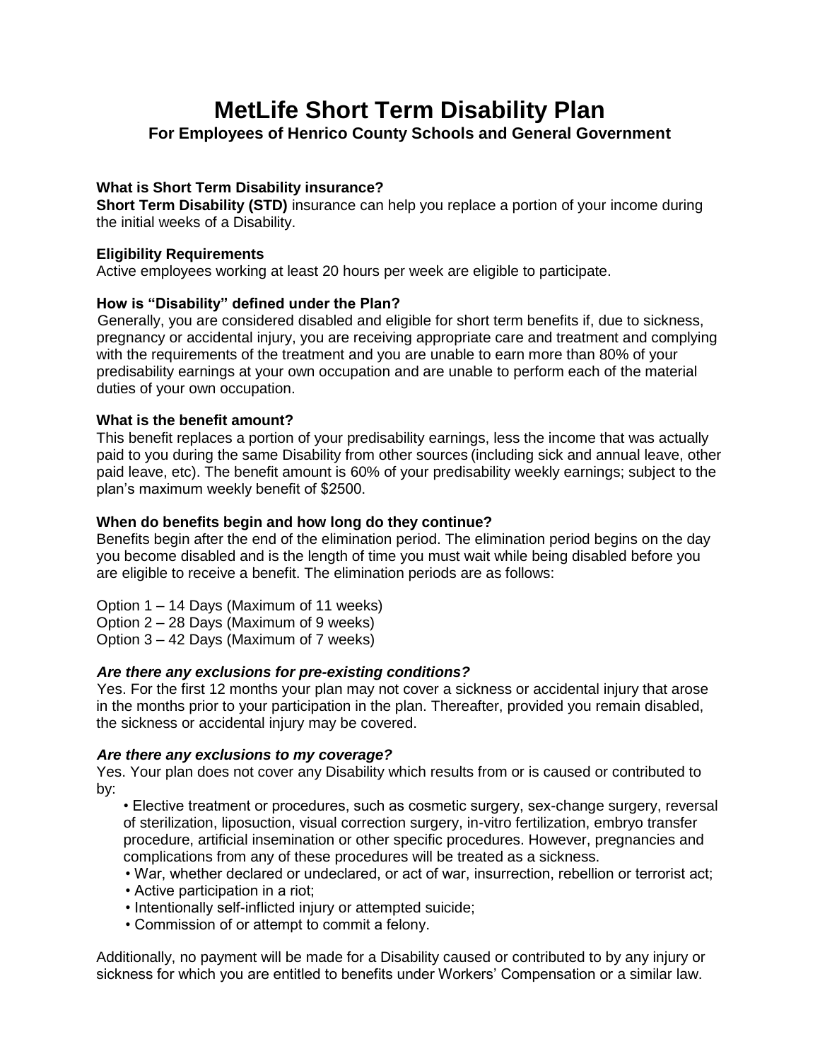# MetLife Short Term Disability Plan

## For Employees of Henrico County Schools and General Government

### What is Short Term Disability insurance?

**Short Term Disability (STD)** insurance can help you replace a portion of your income during the initial weeks of a Disability.

### Eligibility Requirements

Active employees working at least 20 hours per week are eligible to participate.

### How is "Disability" defined under the Plan?

Generally, you are considered disabled and eligible for short term benefits if, due to sickness, pregnancy or accidental injury, you are receiving appropriate care and treatment and complying with the requirements of the treatment and you are unable to earn more than 80% of your predisability earnings at your own occupation and are unable to perform each of the material duties of your own occupation.

### What is the benefit amount?

This benefit replaces a portion of your predisability earnings, less the income that was actually paid to you during the same Disability from other sources (including sick and annual leave, other paid leave, etc). The benefit amount is 60% of your predisability weekly earnings; subject to the plan's maximum weekly benefit of $2500.

### When do benefits begin and how long do they continue?

Benefits begin after the end of the elimination period. The elimination period begins on the day you become disabled and is the length of time you must wait while being disabled before you are eligible to receive a benefit. The elimination periods are as follows:

Option 1 – 14 Days (Maximum of 11 weeks)
Option 2 – 28 Days (Maximum of 9 weeks)
Option 3 – 42 Days (Maximum of 7 weeks)

### *Are there any exclusions for pre-existing conditions?*

Yes. For the first 12 months your plan may not cover a sickness or accidental injury that arose in the months prior to your participation in the plan. Thereafter, provided you remain disabled, the sickness or accidental injury may be covered.

### *Are there any exclusions to my coverage?*

Yes. Your plan does not cover any Disability which results from or is caused or contributed to by:

- Elective treatment or procedures, such as cosmetic surgery, sex-change surgery, reversal of sterilization, liposuction, visual correction surgery, in-vitro fertilization, embryo transfer procedure, artificial insemination or other specific procedures. However, pregnancies and complications from any of these procedures will be treated as a sickness.
- War, whether declared or undeclared, or act of war, insurrection, rebellion or terrorist act;
- Active participation in a riot;
- Intentionally self-inflicted injury or attempted suicide;
- Commission of or attempt to commit a felony.

Additionally, no payment will be made for a Disability caused or contributed to by any injury or sickness for which you are entitled to benefits under Workers' Compensation or a similar law.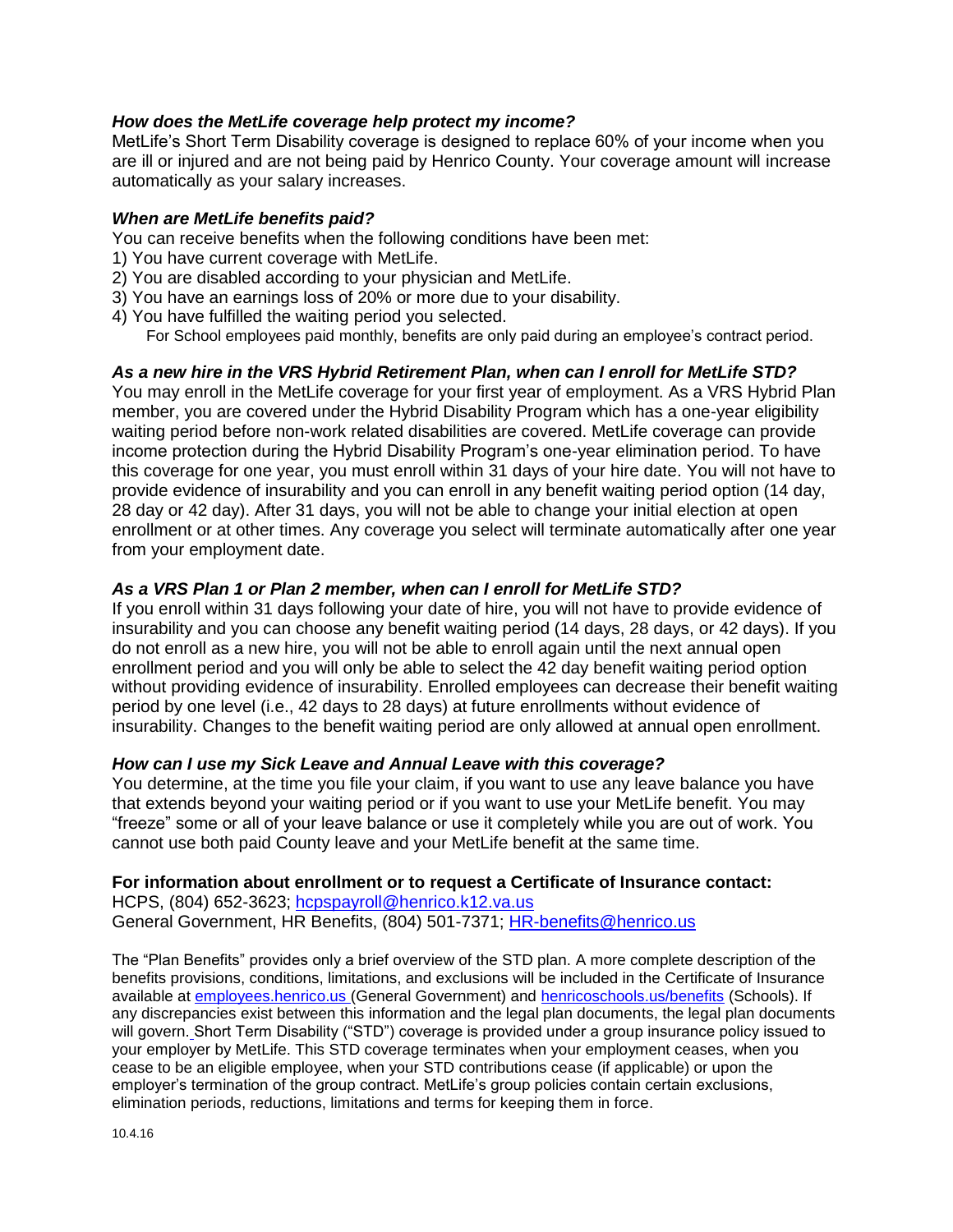### *How does the MetLife coverage help protect my income?*

MetLife's Short Term Disability coverage is designed to replace 60% of your income when you are ill or injured and are not being paid by Henrico County. Your coverage amount will increase automatically as your salary increases.

### *When are MetLife benefits paid?*

You can receive benefits when the following conditions have been met:

1) You have current coverage with MetLife.
2) You are disabled according to your physician and MetLife.
3) You have an earnings loss of 20% or more due to your disability.
4) You have fulfilled the waiting period you selected.

For School employees paid monthly, benefits are only paid during an employee's contract period.

### *As a new hire in the VRS Hybrid Retirement Plan, when can I enroll for MetLife STD?*

You may enroll in the MetLife coverage for your first year of employment. As a VRS Hybrid Plan member, you are covered under the Hybrid Disability Program which has a one-year eligibility waiting period before non-work related disabilities are covered. MetLife coverage can provide income protection during the Hybrid Disability Program's one-year elimination period. To have this coverage for one year, you must enroll within 31 days of your hire date. You will not have to provide evidence of insurability and you can enroll in any benefit waiting period option (14 day, 28 day or 42 day). After 31 days, you will not be able to change your initial election at open enrollment or at other times. Any coverage you select will terminate automatically after one year from your employment date.

### *As a VRS Plan 1 or Plan 2 member, when can I enroll for MetLife STD?*

If you enroll within 31 days following your date of hire, you will not have to provide evidence of insurability and you can choose any benefit waiting period (14 days, 28 days, or 42 days). If you do not enroll as a new hire, you will not be able to enroll again until the next annual open enrollment period and you will only be able to select the 42 day benefit waiting period option without providing evidence of insurability. Enrolled employees can decrease their benefit waiting period by one level (i.e., 42 days to 28 days) at future enrollments without evidence of insurability. Changes to the benefit waiting period are only allowed at annual open enrollment.

### *How can I use my Sick Leave and Annual Leave with this coverage?*

You determine, at the time you file your claim, if you want to use any leave balance you have that extends beyond your waiting period or if you want to use your MetLife benefit. You may "freeze" some or all of your leave balance or use it completely while you are out of work. You cannot use both paid County leave and your MetLife benefit at the same time.

**For information about enrollment or to request a Certificate of Insurance contact:**

HCPS, (804) 652-3623; hcpspayroll@henrico.k12.va.us
General Government, HR Benefits, (804) 501-7371; HR-benefits@henrico.us

The "Plan Benefits" provides only a brief overview of the STD plan. A more complete description of the benefits provisions, conditions, limitations, and exclusions will be included in the Certificate of Insurance available at employees.henrico.us (General Government) and henricoschools.us/benefits (Schools). If any discrepancies exist between this information and the legal plan documents, the legal plan documents will govern. Short Term Disability ("STD") coverage is provided under a group insurance policy issued to your employer by MetLife. This STD coverage terminates when your employment ceases, when you cease to be an eligible employee, when your STD contributions cease (if applicable) or upon the employer's termination of the group contract. MetLife's group policies contain certain exclusions, elimination periods, reductions, limitations and terms for keeping them in force.

10.4.16